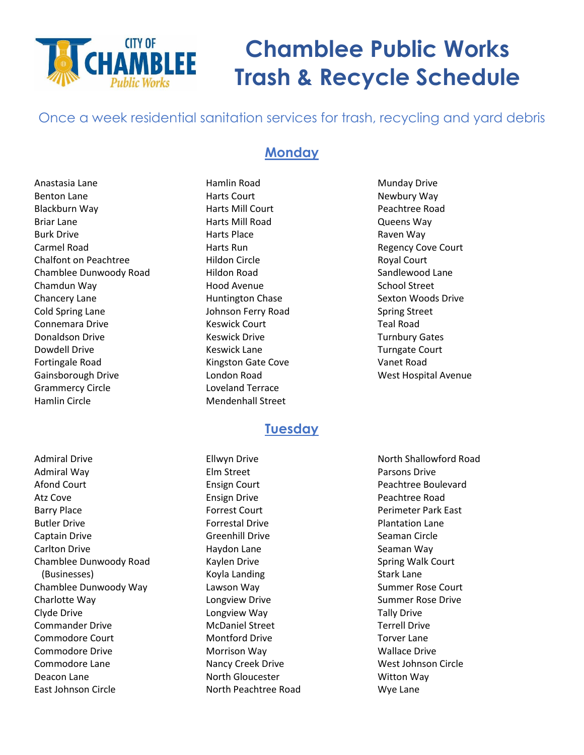# Chamblee Public Works Trash & Recycle Schedule

Once a week residential sanitation services for trash, recycling and yard debris

## Monday

Anastasia Lane
Benton Lane
Blackburn Way
Briar Lane
Burk Drive
Carmel Road
Chalfont on Peachtree
Chamblee Dunwoody Road
Chamdun Way
Chancery Lane
Cold Spring Lane
Connemara Drive
Donaldson Drive
Dowdell Drive
Fortingale Road
Gainsborough Drive
Grammercy Circle
Hamlin Circle
Hamlin Road
Harts Court
Harts Mill Court
Harts Mill Road
Harts Place
Harts Run
Hildon Circle
Hildon Road
Hood Avenue
Huntington Chase
Johnson Ferry Road
Keswick Court
Keswick Drive
Keswick Lane
Kingston Gate Cove
London Road
Loveland Terrace
Mendenhall Street
Munday Drive
Newbury Way
Peachtree Road
Queens Way
Raven Way
Regency Cove Court
Royal Court
Sandlewood Lane
School Street
Sexton Woods Drive
Spring Street
Teal Road
Turnbury Gates
Turngate Court
Vanet Road
West Hospital Avenue

## Tuesday

Admiral Drive
Admiral Way
Afond Court
Atz Cove
Barry Place
Butler Drive
Captain Drive
Carlton Drive
Chamblee Dunwoody Road (Businesses)
Chamblee Dunwoody Way
Charlotte Way
Clyde Drive
Commander Drive
Commodore Court
Commodore Drive
Commodore Lane
Deacon Lane
East Johnson Circle
Ellwyn Drive
Elm Street
Ensign Court
Ensign Drive
Forrest Court
Forrestal Drive
Greenhill Drive
Haydon Lane
Kaylen Drive
Koyla Landing
Lawson Way
Longview Drive
Longview Way
McDaniel Street
Montford Drive
Morrison Way
Nancy Creek Drive
North Gloucester
North Peachtree Road
North Shallowford Road
Parsons Drive
Peachtree Boulevard
Peachtree Road
Perimeter Park East
Plantation Lane
Seaman Circle
Seaman Way
Spring Walk Court
Stark Lane
Summer Rose Court
Summer Rose Drive
Tally Drive
Terrell Drive
Torver Lane
Wallace Drive
West Johnson Circle
Witton Way
Wye Lane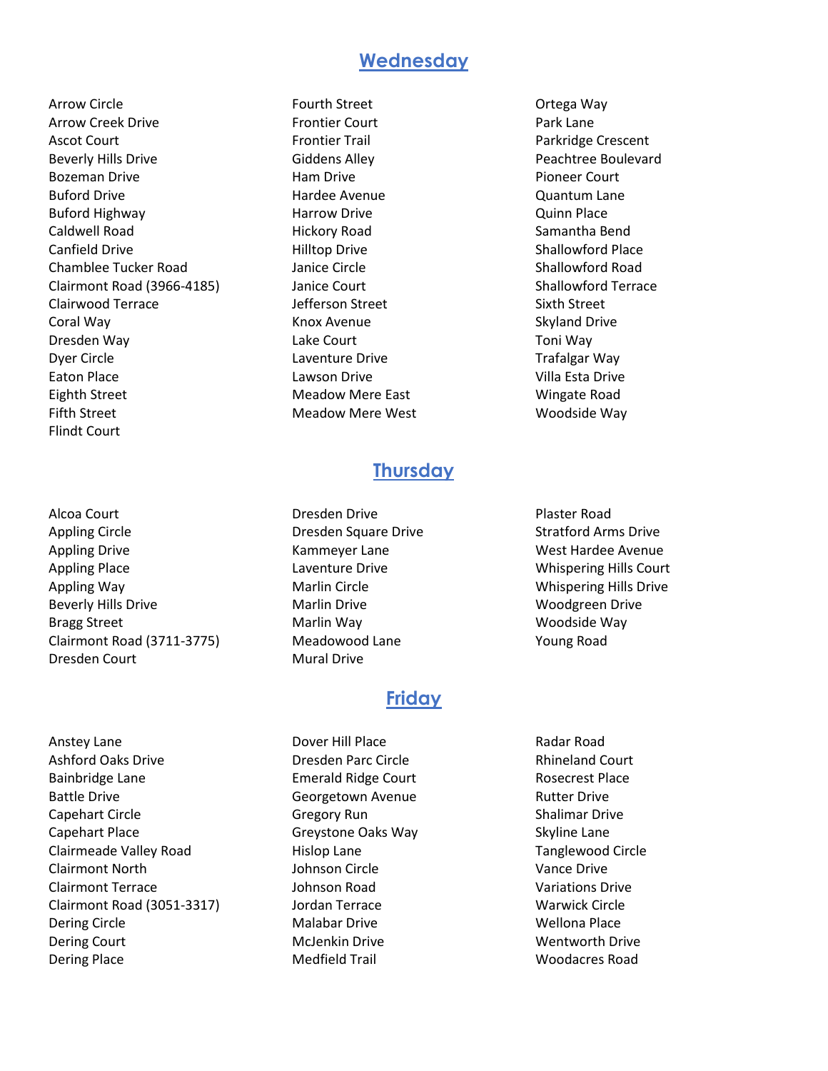## Wednesday

Arrow Circle
Arrow Creek Drive
Ascot Court
Beverly Hills Drive
Bozeman Drive
Buford Drive
Buford Highway
Caldwell Road
Canfield Drive
Chamblee Tucker Road
Clairmont Road (3966-4185)
Clairwood Terrace
Coral Way
Dresden Way
Dyer Circle
Eaton Place
Eighth Street
Fifth Street
Flindt Court
Fourth Street
Frontier Court
Frontier Trail
Giddens Alley
Ham Drive
Hardee Avenue
Harrow Drive
Hickory Road
Hilltop Drive
Janice Circle
Janice Court
Jefferson Street
Knox Avenue
Lake Court
Laventure Drive
Lawson Drive
Meadow Mere East
Meadow Mere West
Ortega Way
Park Lane
Parkridge Crescent
Peachtree Boulevard
Pioneer Court
Quantum Lane
Quinn Place
Samantha Bend
Shallowford Place
Shallowford Road
Shallowford Terrace
Sixth Street
Skyland Drive
Toni Way
Trafalgar Way
Villa Esta Drive
Wingate Road
Woodside Way

## Thursday

Alcoa Court
Appling Circle
Appling Drive
Appling Place
Appling Way
Beverly Hills Drive
Bragg Street
Clairmont Road (3711-3775)
Dresden Court
Dresden Drive
Dresden Square Drive
Kammeyer Lane
Laventure Drive
Marlin Circle
Marlin Drive
Marlin Way
Meadowood Lane
Mural Drive
Plaster Road
Stratford Arms Drive
West Hardee Avenue
Whispering Hills Court
Whispering Hills Drive
Woodgreen Drive
Woodside Way
Young Road

## Friday

Anstey Lane
Ashford Oaks Drive
Bainbridge Lane
Battle Drive
Capehart Circle
Capehart Place
Clairmeade Valley Road
Clairmont North
Clairmont Terrace
Clairmont Road (3051-3317)
Dering Circle
Dering Court
Dering Place
Dover Hill Place
Dresden Parc Circle
Emerald Ridge Court
Georgetown Avenue
Gregory Run
Greystone Oaks Way
Hislop Lane
Johnson Circle
Johnson Road
Jordan Terrace
Malabar Drive
McJenkin Drive
Medfield Trail
Radar Road
Rhineland Court
Rosecrest Place
Rutter Drive
Shalimar Drive
Skyline Lane
Tanglewood Circle
Vance Drive
Variations Drive
Warwick Circle
Wellona Place
Wentworth Drive
Woodacres Road